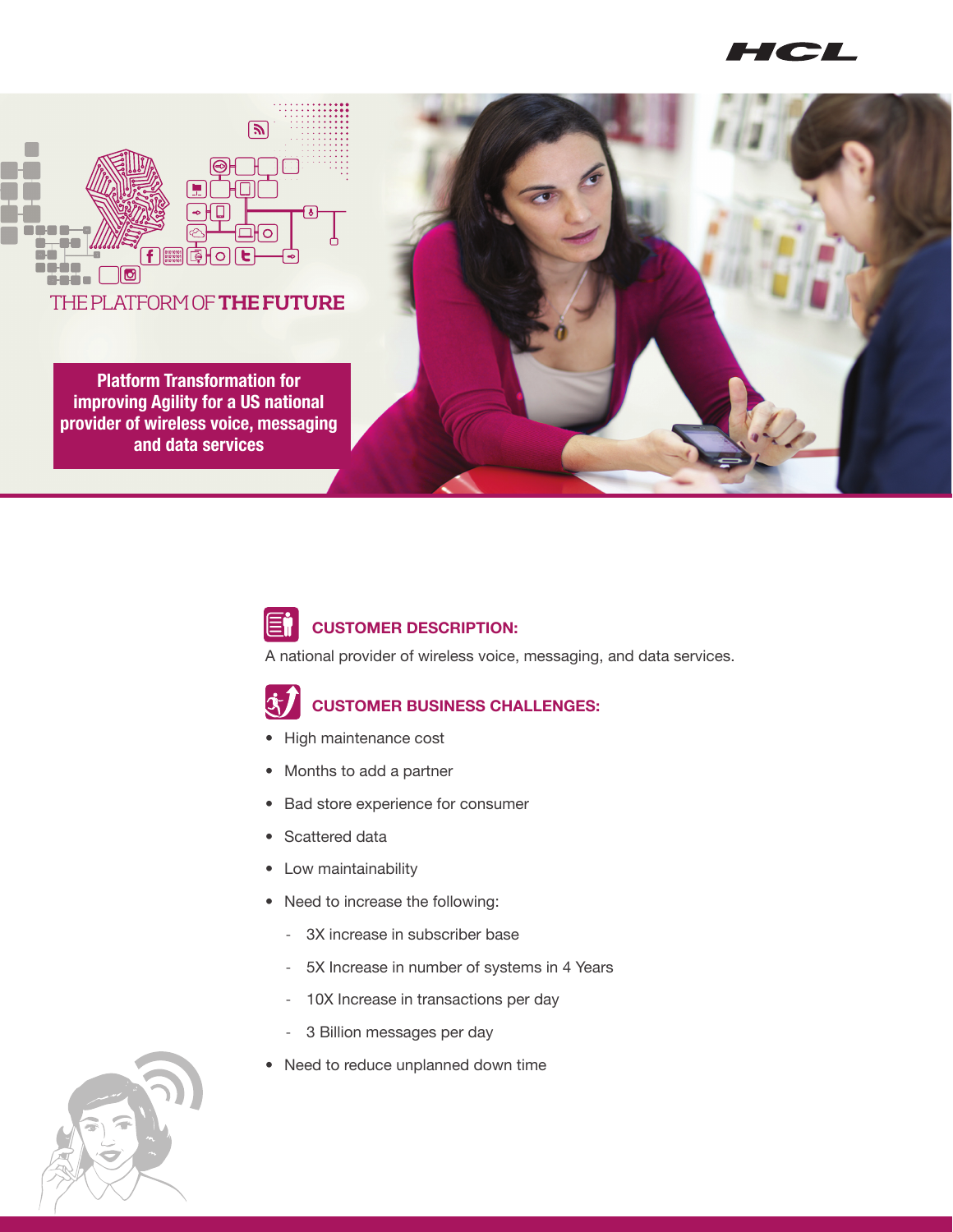THE PLATFORM OF **THE FUTURE**

# Platform Transformation for improving Agility for a US national provider of wireless voice, messaging and data services

## CUSTOMER DESCRIPTION:

A national provider of wireless voice, messaging, and data services.

## CUSTOMER BUSINESS CHALLENGES:

- High maintenance cost
- Months to add a partner
- Bad store experience for consumer
- Scattered data
- Low maintainability
- Need to increase the following:
  - 3X increase in subscriber base
  - 5X Increase in number of systems in 4 Years
  - 10X Increase in transactions per day
  - 3 Billion messages per day
- Need to reduce unplanned down time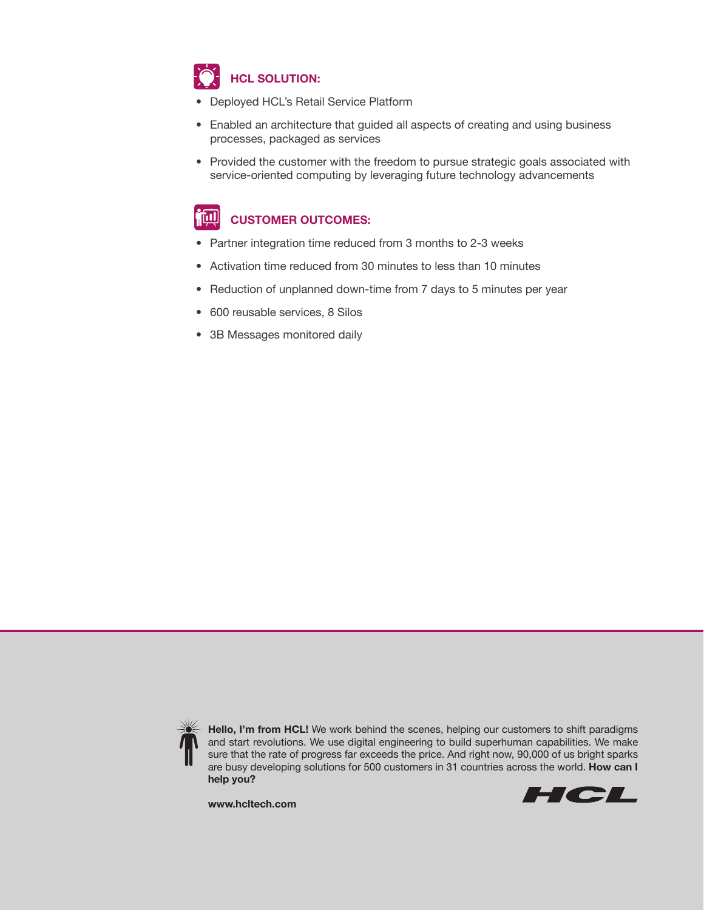## HCL SOLUTION:

- Deployed HCL's Retail Service Platform
- Enabled an architecture that guided all aspects of creating and using business processes, packaged as services
- Provided the customer with the freedom to pursue strategic goals associated with service-oriented computing by leveraging future technology advancements

## CUSTOMER OUTCOMES:

- Partner integration time reduced from 3 months to 2-3 weeks
- Activation time reduced from 30 minutes to less than 10 minutes
- Reduction of unplanned down-time from 7 days to 5 minutes per year
- 600 reusable services, 8 Silos
- 3B Messages monitored daily

**Hello, I'm from HCL!** We work behind the scenes, helping our customers to shift paradigms and start revolutions. We use digital engineering to build superhuman capabilities. We make sure that the rate of progress far exceeds the price. And right now, 90,000 of us bright sparks are busy developing solutions for 500 customers in 31 countries across the world. **How can I help you?**

**www.hcltech.com**

HCL